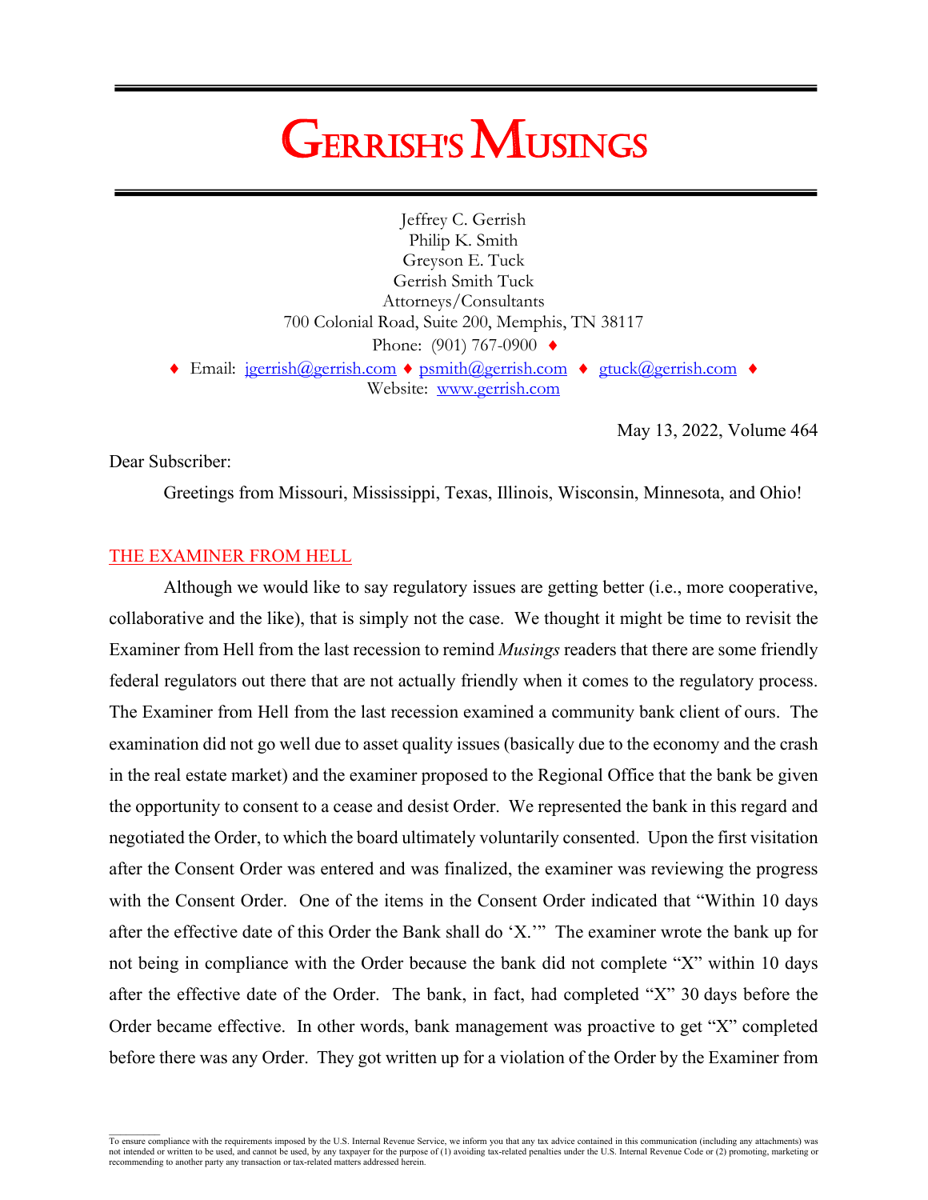# GERRISH'S MUSINGS

Jeffrey C. Gerrish
Philip K. Smith
Greyson E. Tuck
Gerrish Smith Tuck
Attorneys/Consultants
700 Colonial Road, Suite 200, Memphis, TN 38117
Phone: (901) 767-0900 ♦
♦ Email: jgerrish@gerrish.com ♦ psmith@gerrish.com ♦ gtuck@gerrish.com ♦
Website: www.gerrish.com

May 13, 2022, Volume 464

Dear Subscriber:

Greetings from Missouri, Mississippi, Texas, Illinois, Wisconsin, Minnesota, and Ohio!

## THE EXAMINER FROM HELL

Although we would like to say regulatory issues are getting better (i.e., more cooperative, collaborative and the like), that is simply not the case. We thought it might be time to revisit the Examiner from Hell from the last recession to remind *Musings* readers that there are some friendly federal regulators out there that are not actually friendly when it comes to the regulatory process. The Examiner from Hell from the last recession examined a community bank client of ours. The examination did not go well due to asset quality issues (basically due to the economy and the crash in the real estate market) and the examiner proposed to the Regional Office that the bank be given the opportunity to consent to a cease and desist Order. We represented the bank in this regard and negotiated the Order, to which the board ultimately voluntarily consented. Upon the first visitation after the Consent Order was entered and was finalized, the examiner was reviewing the progress with the Consent Order. One of the items in the Consent Order indicated that "Within 10 days after the effective date of this Order the Bank shall do 'X.'" The examiner wrote the bank up for not being in compliance with the Order because the bank did not complete "X" within 10 days after the effective date of the Order. The bank, in fact, had completed "X" 30 days before the Order became effective. In other words, bank management was proactive to get "X" completed before there was any Order. They got written up for a violation of the Order by the Examiner from

To ensure compliance with the requirements imposed by the U.S. Internal Revenue Service, we inform you that any tax advice contained in this communication (including any attachments) was not intended or written to be used, and cannot be used, by any taxpayer for the purpose of (1) avoiding tax-related penalties under the U.S. Internal Revenue Code or (2) promoting, marketing or recommending to another party any transaction or tax-related matters addressed herein.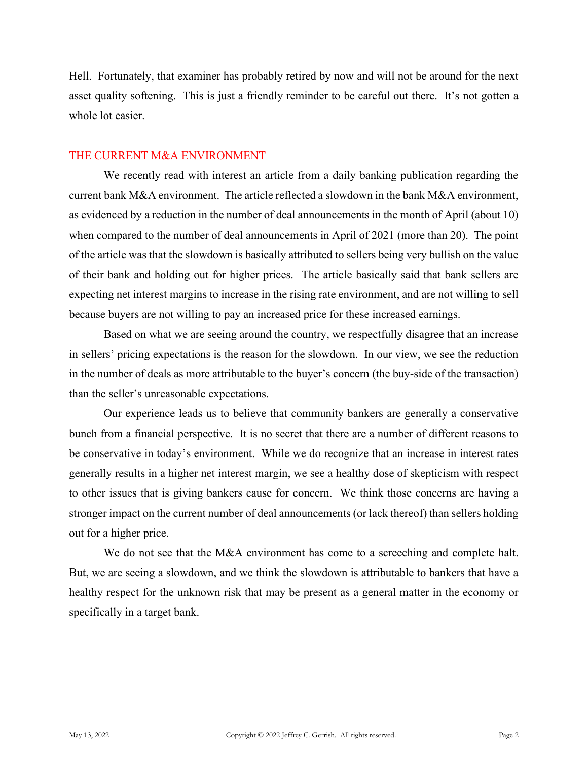Hell. Fortunately, that examiner has probably retired by now and will not be around for the next asset quality softening. This is just a friendly reminder to be careful out there. It's not gotten a whole lot easier.

## THE CURRENT M&A ENVIRONMENT

We recently read with interest an article from a daily banking publication regarding the current bank M&A environment. The article reflected a slowdown in the bank M&A environment, as evidenced by a reduction in the number of deal announcements in the month of April (about 10) when compared to the number of deal announcements in April of 2021 (more than 20). The point of the article was that the slowdown is basically attributed to sellers being very bullish on the value of their bank and holding out for higher prices. The article basically said that bank sellers are expecting net interest margins to increase in the rising rate environment, and are not willing to sell because buyers are not willing to pay an increased price for these increased earnings.

Based on what we are seeing around the country, we respectfully disagree that an increase in sellers' pricing expectations is the reason for the slowdown. In our view, we see the reduction in the number of deals as more attributable to the buyer's concern (the buy-side of the transaction) than the seller's unreasonable expectations.

Our experience leads us to believe that community bankers are generally a conservative bunch from a financial perspective. It is no secret that there are a number of different reasons to be conservative in today's environment. While we do recognize that an increase in interest rates generally results in a higher net interest margin, we see a healthy dose of skepticism with respect to other issues that is giving bankers cause for concern. We think those concerns are having a stronger impact on the current number of deal announcements (or lack thereof) than sellers holding out for a higher price.

We do not see that the M&A environment has come to a screeching and complete halt. But, we are seeing a slowdown, and we think the slowdown is attributable to bankers that have a healthy respect for the unknown risk that may be present as a general matter in the economy or specifically in a target bank.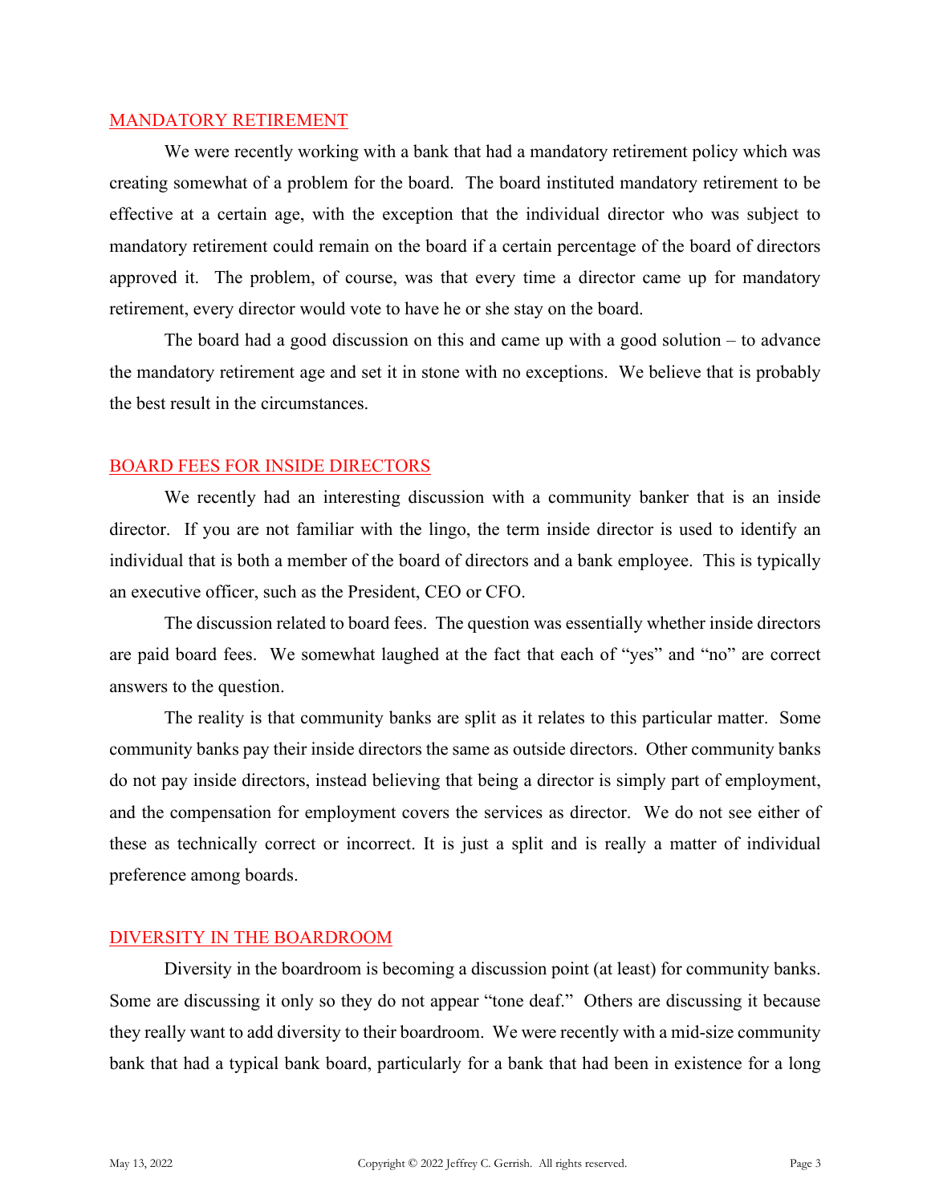## MANDATORY RETIREMENT

We were recently working with a bank that had a mandatory retirement policy which was creating somewhat of a problem for the board. The board instituted mandatory retirement to be effective at a certain age, with the exception that the individual director who was subject to mandatory retirement could remain on the board if a certain percentage of the board of directors approved it. The problem, of course, was that every time a director came up for mandatory retirement, every director would vote to have he or she stay on the board.

The board had a good discussion on this and came up with a good solution – to advance the mandatory retirement age and set it in stone with no exceptions. We believe that is probably the best result in the circumstances.

## BOARD FEES FOR INSIDE DIRECTORS

We recently had an interesting discussion with a community banker that is an inside director. If you are not familiar with the lingo, the term inside director is used to identify an individual that is both a member of the board of directors and a bank employee. This is typically an executive officer, such as the President, CEO or CFO.

The discussion related to board fees. The question was essentially whether inside directors are paid board fees. We somewhat laughed at the fact that each of "yes" and "no" are correct answers to the question.

The reality is that community banks are split as it relates to this particular matter. Some community banks pay their inside directors the same as outside directors. Other community banks do not pay inside directors, instead believing that being a director is simply part of employment, and the compensation for employment covers the services as director. We do not see either of these as technically correct or incorrect. It is just a split and is really a matter of individual preference among boards.

## DIVERSITY IN THE BOARDROOM

Diversity in the boardroom is becoming a discussion point (at least) for community banks. Some are discussing it only so they do not appear "tone deaf." Others are discussing it because they really want to add diversity to their boardroom. We were recently with a mid-size community bank that had a typical bank board, particularly for a bank that had been in existence for a long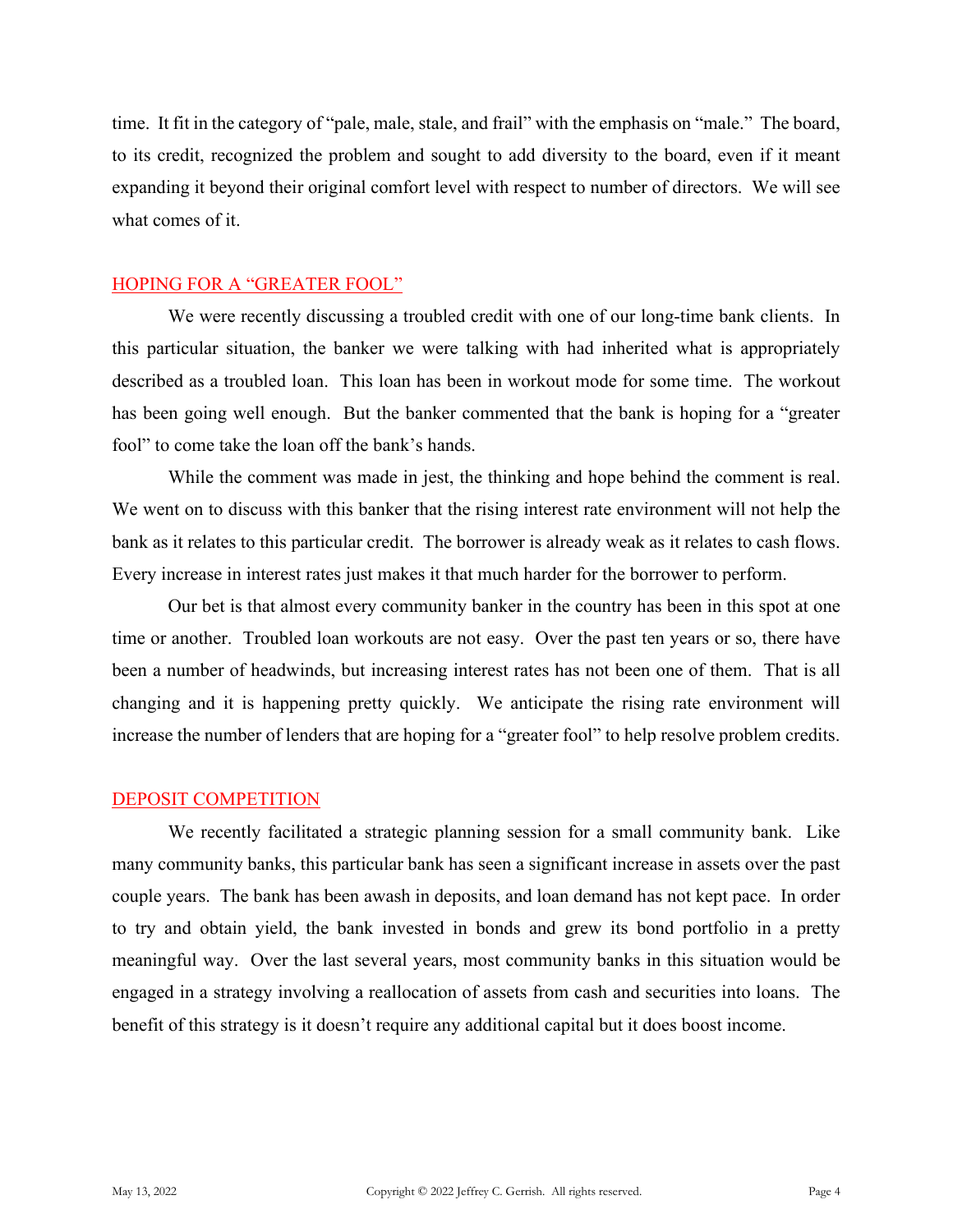time. It fit in the category of "pale, male, stale, and frail" with the emphasis on "male." The board, to its credit, recognized the problem and sought to add diversity to the board, even if it meant expanding it beyond their original comfort level with respect to number of directors. We will see what comes of it.

## HOPING FOR A "GREATER FOOL"

We were recently discussing a troubled credit with one of our long-time bank clients. In this particular situation, the banker we were talking with had inherited what is appropriately described as a troubled loan. This loan has been in workout mode for some time. The workout has been going well enough. But the banker commented that the bank is hoping for a "greater fool" to come take the loan off the bank's hands.

While the comment was made in jest, the thinking and hope behind the comment is real. We went on to discuss with this banker that the rising interest rate environment will not help the bank as it relates to this particular credit. The borrower is already weak as it relates to cash flows. Every increase in interest rates just makes it that much harder for the borrower to perform.

Our bet is that almost every community banker in the country has been in this spot at one time or another. Troubled loan workouts are not easy. Over the past ten years or so, there have been a number of headwinds, but increasing interest rates has not been one of them. That is all changing and it is happening pretty quickly. We anticipate the rising rate environment will increase the number of lenders that are hoping for a "greater fool" to help resolve problem credits.

## DEPOSIT COMPETITION

We recently facilitated a strategic planning session for a small community bank. Like many community banks, this particular bank has seen a significant increase in assets over the past couple years. The bank has been awash in deposits, and loan demand has not kept pace. In order to try and obtain yield, the bank invested in bonds and grew its bond portfolio in a pretty meaningful way. Over the last several years, most community banks in this situation would be engaged in a strategy involving a reallocation of assets from cash and securities into loans. The benefit of this strategy is it doesn't require any additional capital but it does boost income.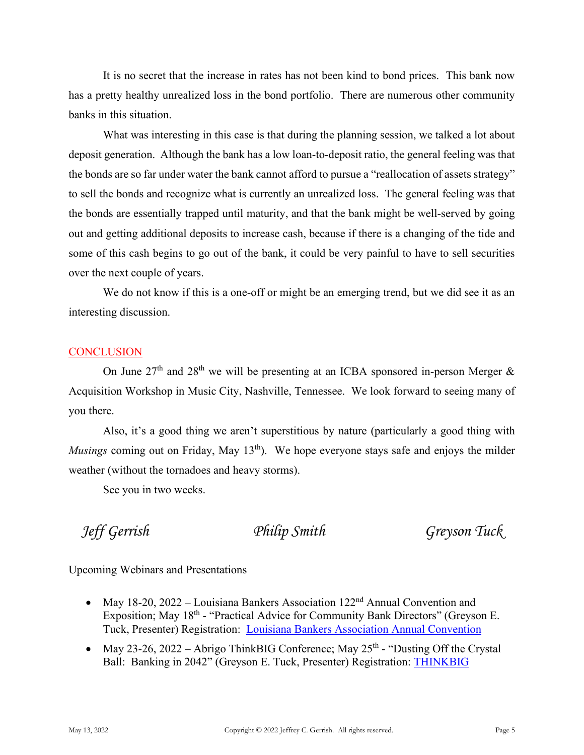It is no secret that the increase in rates has not been kind to bond prices. This bank now has a pretty healthy unrealized loss in the bond portfolio. There are numerous other community banks in this situation.

What was interesting in this case is that during the planning session, we talked a lot about deposit generation. Although the bank has a low loan-to-deposit ratio, the general feeling was that the bonds are so far under water the bank cannot afford to pursue a "reallocation of assets strategy" to sell the bonds and recognize what is currently an unrealized loss. The general feeling was that the bonds are essentially trapped until maturity, and that the bank might be well-served by going out and getting additional deposits to increase cash, because if there is a changing of the tide and some of this cash begins to go out of the bank, it could be very painful to have to sell securities over the next couple of years.

We do not know if this is a one-off or might be an emerging trend, but we did see it as an interesting discussion.

## CONCLUSION

On June 27th and 28th we will be presenting at an ICBA sponsored in-person Merger & Acquisition Workshop in Music City, Nashville, Tennessee. We look forward to seeing many of you there.

Also, it's a good thing we aren't superstitious by nature (particularly a good thing with *Musings* coming out on Friday, May 13th). We hope everyone stays safe and enjoys the milder weather (without the tornadoes and heavy storms).

See you in two weeks.

*Jeff Gerrish* *Philip Smith* *Greyson Tuck*

Upcoming Webinars and Presentations

- May 18-20, 2022 – Louisiana Bankers Association 122nd Annual Convention and Exposition; May 18th - "Practical Advice for Community Bank Directors" (Greyson E. Tuck, Presenter) Registration: [Louisiana Bankers Association Annual Convention]
- May 23-26, 2022 – Abrigo ThinkBIG Conference; May 25th - "Dusting Off the Crystal Ball: Banking in 2042" (Greyson E. Tuck, Presenter) Registration: [THINKBIG]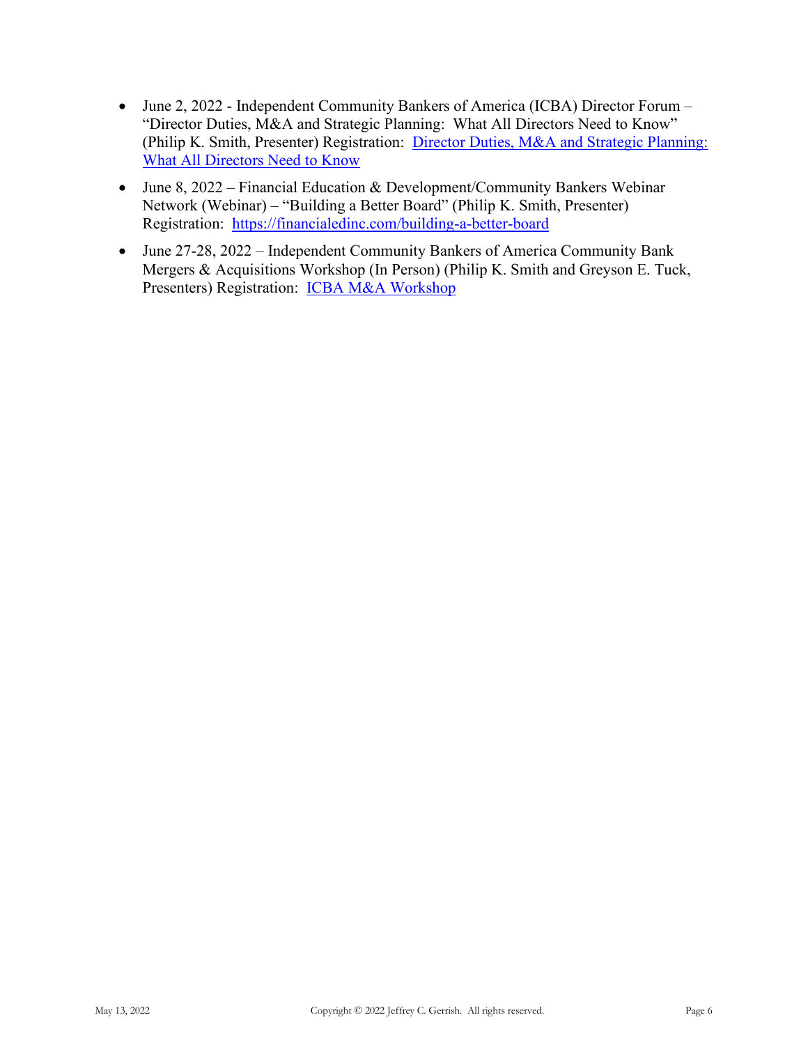- June 2, 2022 - Independent Community Bankers of America (ICBA) Director Forum – "Director Duties, M&A and Strategic Planning: What All Directors Need to Know" (Philip K. Smith, Presenter) Registration: [Director Duties, M&A and Strategic Planning: What All Directors Need to Know]()
- June 8, 2022 – Financial Education & Development/Community Bankers Webinar Network (Webinar) – "Building a Better Board" (Philip K. Smith, Presenter) Registration: [https://financialedinc.com/building-a-better-board](https://financialedinc.com/building-a-better-board)
- June 27-28, 2022 – Independent Community Bankers of America Community Bank Mergers & Acquisitions Workshop (In Person) (Philip K. Smith and Greyson E. Tuck, Presenters) Registration: [ICBA M&A Workshop]()